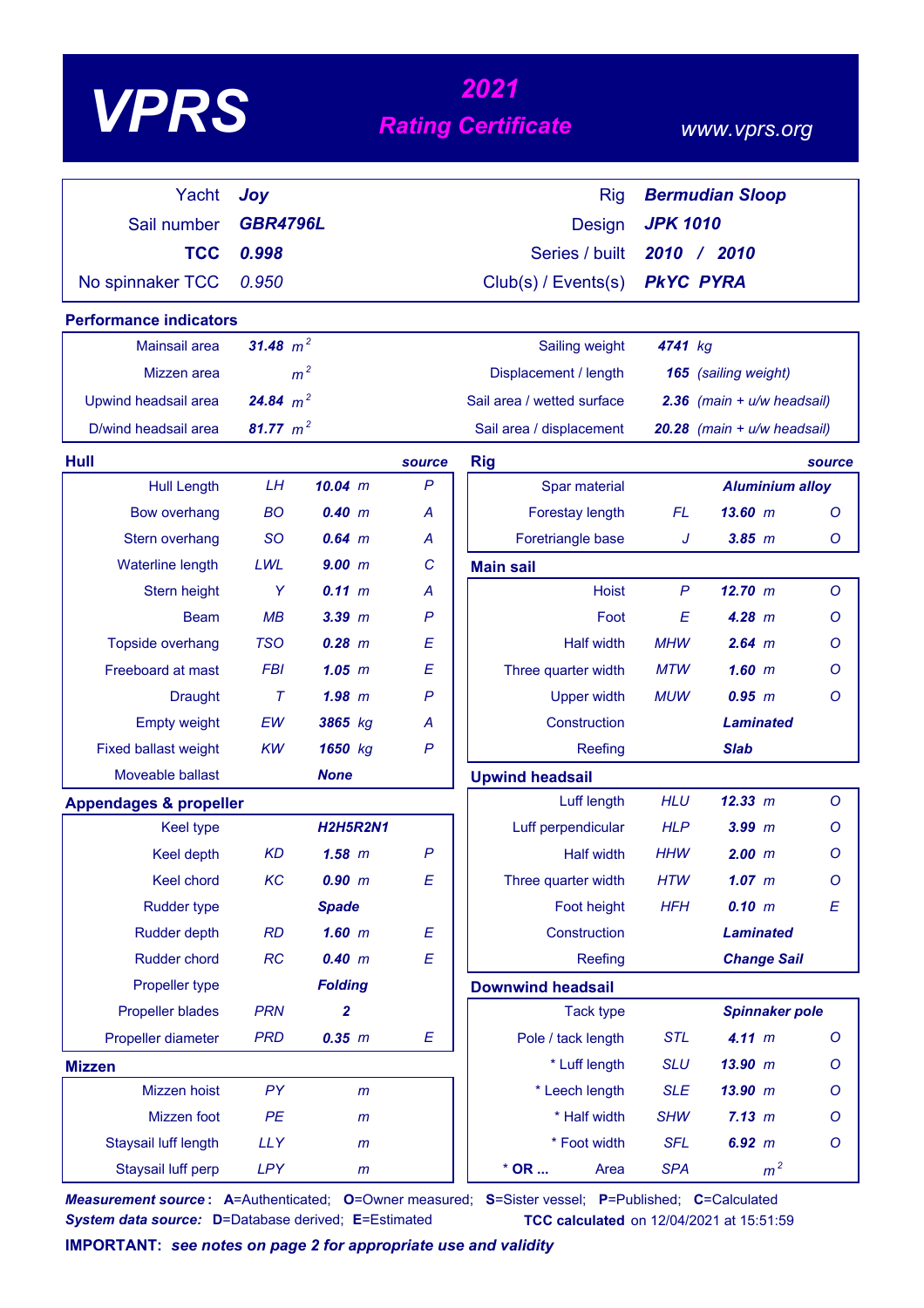# VPRS

## 2021 Rating Certificate

www.vprs.org

| | | | |
|---|---|---|---|
| Yacht | **Joy** | Rig | **Bermudian Sloop** |
| Sail number | **GBR4796L** | Design | **JPK 1010** |
| **TCC** | **0.998** | Series / built | **2010 / 2010** |
| No spinnaker TCC | 0.950 | Club(s) / Events(s) | **PkYC PYRA** |

### Performance indicators

| | | | |
|---|---|---|---|
| Mainsail area | **31.48** $m^2$ | Sailing weight | **4741** kg |
| Mizzen area | $m^2$ | Displacement / length | **165** (sailing weight) |
| Upwind headsail area | **24.84** $m^2$ | Sail area / wetted surface | **2.36** (main + u/w headsail) |
| D/wind headsail area | **81.77** $m^2$ | Sail area / displacement | **20.28** (main + u/w headsail) |

### Hull

| | | | source |
|---|---|---|---|
| Hull Length | LH | **10.04** m | P |
| Bow overhang | BO | **0.40** m | A |
| Stern overhang | SO | **0.64** m | A |
| Waterline length | LWL | **9.00** m | C |
| Stern height | Y | **0.11** m | A |
| Beam | MB | **3.39** m | P |
| Topside overhang | TSO | **0.28** m | E |
| Freeboard at mast | FBI | **1.05** m | E |
| Draught | T | **1.98** m | P |
| Empty weight | EW | **3865** kg | A |
| Fixed ballast weight | KW | **1650** kg | P |
| Moveable ballast | | **None** | |

### Appendages & propeller

| | | | |
|---|---|---|---|
| Keel type | | **H2H5R2N1** | |
| Keel depth | KD | **1.58** m | P |
| Keel chord | KC | **0.90** m | E |
| Rudder type | | **Spade** | |
| Rudder depth | RD | **1.60** m | E |
| Rudder chord | RC | **0.40** m | E |
| Propeller type | | **Folding** | |
| Propeller blades | PRN | **2** | |
| Propeller diameter | PRD | **0.35** m | E |

### Mizzen

| | | |
|---|---|---|
| Mizzen hoist | PY | m |
| Mizzen foot | PE | m |
| Staysail luff length | LLY | m |
| Staysail luff perp | LPY | m |

### Rig

| | | | source |
|---|---|---|---|
| Spar material | | **Aluminium alloy** | |
| Forestay length | FL | **13.60** m | O |
| Foretriangle base | J | **3.85** m | O |

### Main sail

| | | | |
|---|---|---|---|
| Hoist | P | **12.70** m | O |
| Foot | E | **4.28** m | O |
| Half width | MHW | **2.64** m | O |
| Three quarter width | MTW | **1.60** m | O |
| Upper width | MUW | **0.95** m | O |
| Construction | | **Laminated** | |
| Reefing | | **Slab** | |

### Upwind headsail

| | | | |
|---|---|---|---|
| Luff length | HLU | **12.33** m | O |
| Luff perpendicular | HLP | **3.99** m | O |
| Half width | HHW | **2.00** m | O |
| Three quarter width | HTW | **1.07** m | O |
| Foot height | HFH | **0.10** m | E |
| Construction | | **Laminated** | |
| Reefing | | **Change Sail** | |

### Downwind headsail

| | | | |
|---|---|---|---|
| Tack type | | **Spinnaker pole** | |
| Pole / tack length | STL | **4.11** m | O |
| * Luff length | SLU | **13.90** m | O |
| * Leech length | SLE | **13.90** m | O |
| * Half width | SHW | **7.13** m | O |
| * Foot width | SFL | **6.92** m | O |
| * **OR ...** Area | SPA | $m^2$ | |

***Measurement source :*** **A**=Authenticated; **O**=Owner measured; **S**=Sister vessel; **P**=Published; **C**=Calculated
***System data source:*** **D**=Database derived; **E**=Estimated

**TCC calculated** on 12/04/2021 at 15:51:59

**IMPORTANT:** ***see notes on page 2 for appropriate use and validity***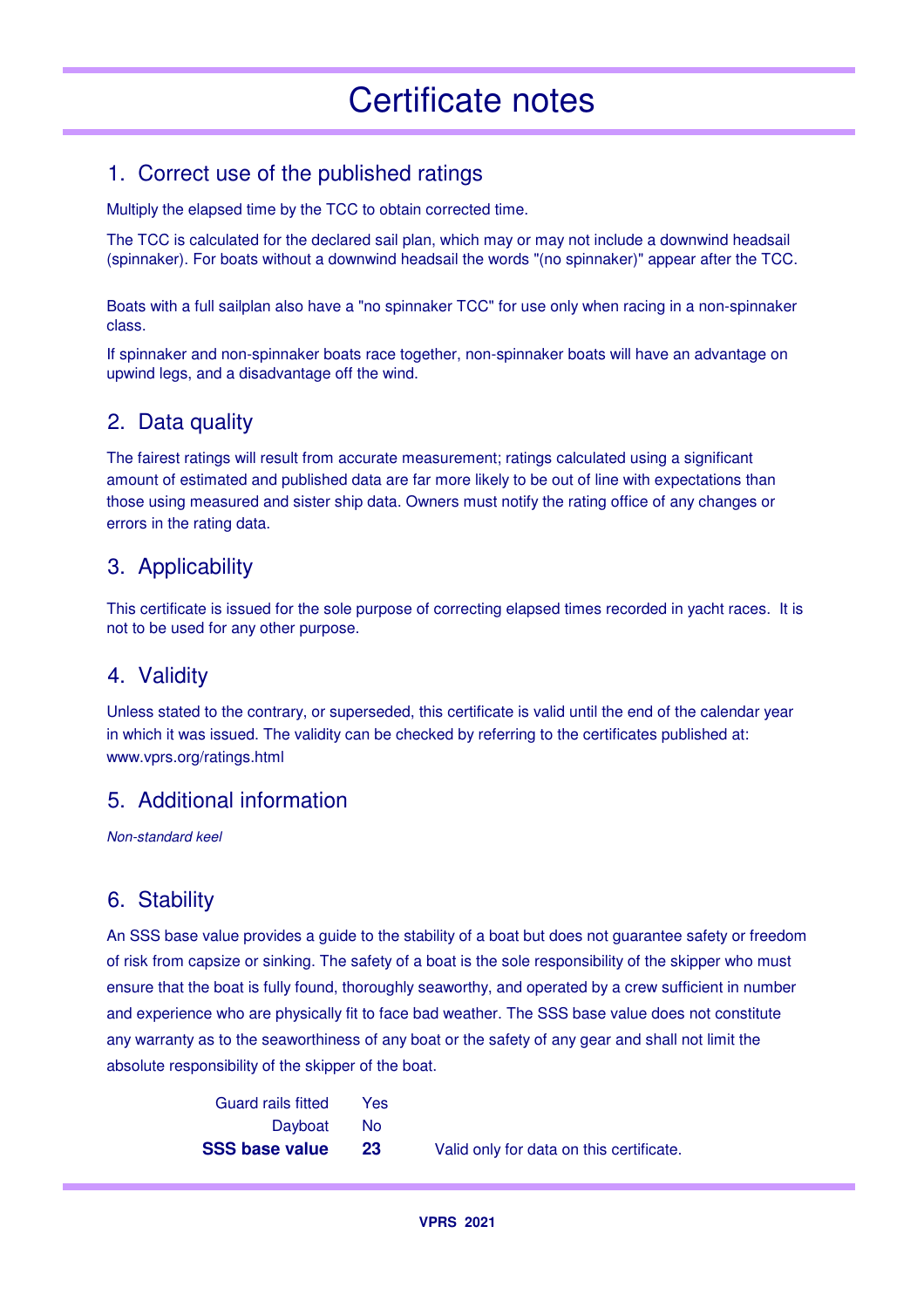# Certificate notes

## 1. Correct use of the published ratings

Multiply the elapsed time by the TCC to obtain corrected time.

The TCC is calculated for the declared sail plan, which may or may not include a downwind headsail (spinnaker). For boats without a downwind headsail the words "(no spinnaker)" appear after the TCC.

Boats with a full sailplan also have a "no spinnaker TCC" for use only when racing in a non-spinnaker class.

If spinnaker and non-spinnaker boats race together, non-spinnaker boats will have an advantage on upwind legs, and a disadvantage off the wind.

## 2. Data quality

The fairest ratings will result from accurate measurement; ratings calculated using a significant amount of estimated and published data are far more likely to be out of line with expectations than those using measured and sister ship data. Owners must notify the rating office of any changes or errors in the rating data.

## 3. Applicability

This certificate is issued for the sole purpose of correcting elapsed times recorded in yacht races. It is not to be used for any other purpose.

## 4. Validity

Unless stated to the contrary, or superseded, this certificate is valid until the end of the calendar year in which it was issued. The validity can be checked by referring to the certificates published at: www.vprs.org/ratings.html

## 5. Additional information

*Non-standard keel*

## 6. Stability

An SSS base value provides a guide to the stability of a boat but does not guarantee safety or freedom of risk from capsize or sinking. The safety of a boat is the sole responsibility of the skipper who must ensure that the boat is fully found, thoroughly seaworthy, and operated by a crew sufficient in number and experience who are physically fit to face bad weather. The SSS base value does not constitute any warranty as to the seaworthiness of any boat or the safety of any gear and shall not limit the absolute responsibility of the skipper of the boat.

| | | |
|---|---|---|
| Guard rails fitted | Yes | |
| Dayboat | No | |
| **SSS base value** | **23** | Valid only for data on this certificate. |

**VPRS 2021**